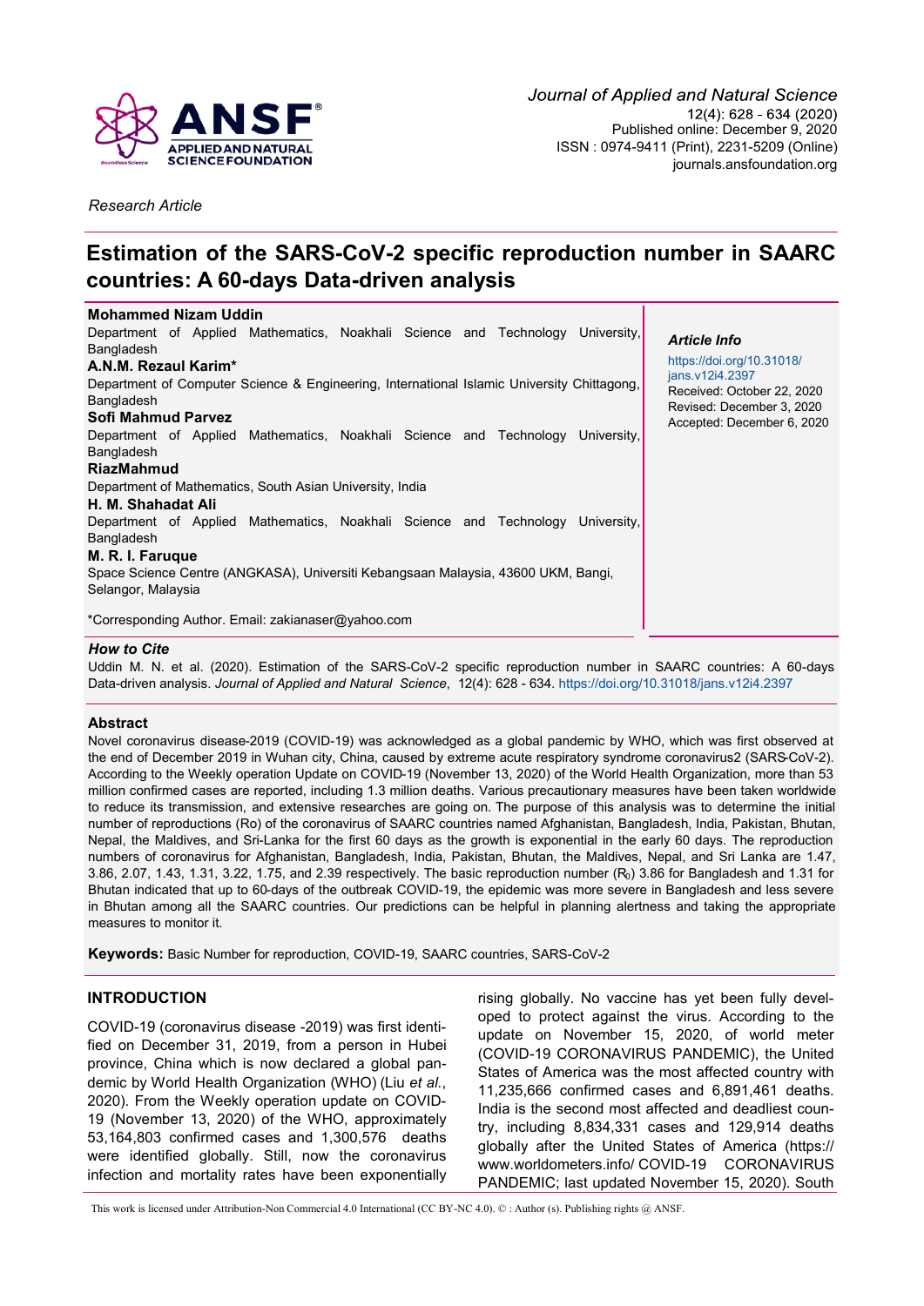*Research Article*

# Estimation of the SARS-CoV-2 specific reproduction number in SAARC countries: A 60-days Data-driven analysis

**Mohammed Nizam Uddin**
Department of Applied Mathematics, Noakhali Science and Technology University, Bangladesh

**A.N.M. Rezaul Karim***
Department of Computer Science & Engineering, International Islamic University Chittagong, Bangladesh

**Sofi Mahmud Parvez**
Department of Applied Mathematics, Noakhali Science and Technology University, Bangladesh

**RiazMahmud**
Department of Mathematics, South Asian University, India

**H. M. Shahadat Ali**
Department of Applied Mathematics, Noakhali Science and Technology University, Bangladesh

**M. R. I. Faruque**
Space Science Centre (ANGKASA), Universiti Kebangsaan Malaysia, 43600 UKM, Bangi, Selangor, Malaysia

*Corresponding Author. Email: zakianaser@yahoo.com

***Article Info***

https://doi.org/10.31018/jans.v12i4.2397
Received: October 22, 2020
Revised: December 3, 2020
Accepted: December 6, 2020

***How to Cite***

Uddin M. N. et al. (2020). Estimation of the SARS-CoV-2 specific reproduction number in SAARC countries: A 60-days Data-driven analysis. *Journal of Applied and Natural Science*, 12(4): 628 - 634. https://doi.org/10.31018/jans.v12i4.2397

## Abstract

Novel coronavirus disease-2019 (COVID-19) was acknowledged as a global pandemic by WHO, which was first observed at the end of December 2019 in Wuhan city, China, caused by extreme acute respiratory syndrome coronavirus2 (SARS-CoV-2). According to the Weekly operation Update on COVID-19 (November 13, 2020) of the World Health Organization, more than 53 million confirmed cases are reported, including 1.3 million deaths. Various precautionary measures have been taken worldwide to reduce its transmission, and extensive researches are going on. The purpose of this analysis was to determine the initial number of reproductions (Ro) of the coronavirus of SAARC countries named Afghanistan, Bangladesh, India, Pakistan, Bhutan, Nepal, the Maldives, and Sri-Lanka for the first 60 days as the growth is exponential in the early 60 days. The reproduction numbers of coronavirus for Afghanistan, Bangladesh, India, Pakistan, Bhutan, the Maldives, Nepal, and Sri Lanka are 1.47, 3.86, 2.07, 1.43, 1.31, 3.22, 1.75, and 2.39 respectively. The basic reproduction number ($R_0$) 3.86 for Bangladesh and 1.31 for Bhutan indicated that up to 60-days of the outbreak COVID-19, the epidemic was more severe in Bangladesh and less severe in Bhutan among all the SAARC countries. Our predictions can be helpful in planning alertness and taking the appropriate measures to monitor it.

**Keywords:** Basic Number for reproduction, COVID-19, SAARC countries, SARS-CoV-2

## INTRODUCTION

COVID-19 (coronavirus disease -2019) was first identified on December 31, 2019, from a person in Hubei province, China which is now declared a global pandemic by World Health Organization (WHO) (Liu *et al.*, 2020). From the Weekly operation update on COVID-19 (November 13, 2020) of the WHO, approximately 53,164,803 confirmed cases and 1,300,576 deaths were identified globally. Still, now the coronavirus infection and mortality rates have been exponentially rising globally. No vaccine has yet been fully developed to protect against the virus. According to the update on November 15, 2020, of world meter (COVID-19 CORONAVIRUS PANDEMIC), the United States of America was the most affected country with 11,235,666 confirmed cases and 6,891,461 deaths. India is the second most affected and deadliest country, including 8,834,331 cases and 129,914 deaths globally after the United States of America (https://www.worldometers.info/ COVID-19 CORONAVIRUS PANDEMIC; last updated November 15, 2020). South

This work is licensed under Attribution-Non Commercial 4.0 International (CC BY-NC 4.0). © : Author (s). Publishing rights @ ANSF.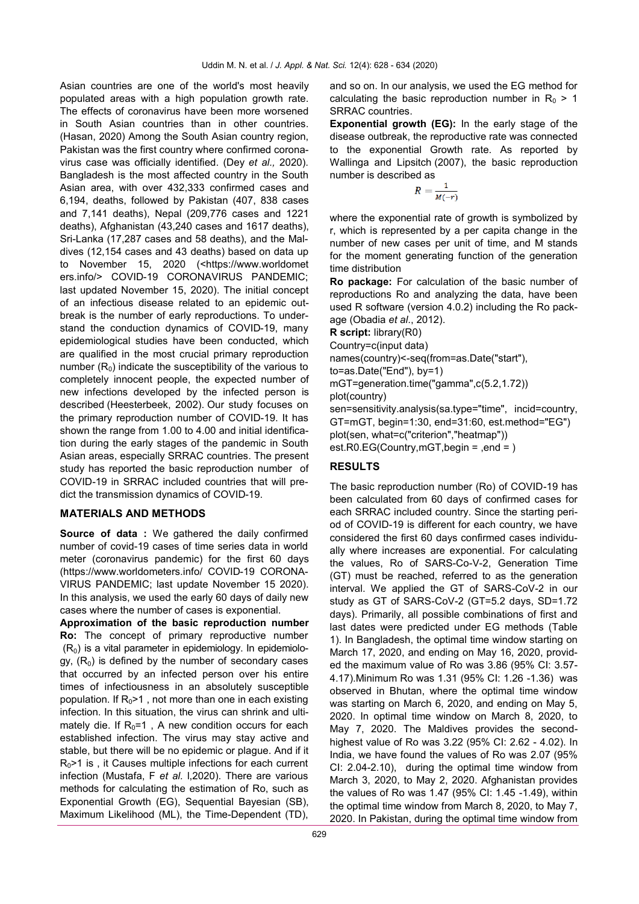Asian countries are one of the world's most heavily populated areas with a high population growth rate. The effects of coronavirus have been more worsened in South Asian countries than in other countries. (Hasan, 2020) Among the South Asian country region, Pakistan was the first country where confirmed coronavirus case was officially identified. (Dey *et al.,* 2020). Bangladesh is the most affected country in the South Asian area, with over 432,333 confirmed cases and 6,194, deaths, followed by Pakistan (407, 838 cases and 7,141 deaths), Nepal (209,776 cases and 1221 deaths), Afghanistan (43,240 cases and 1617 deaths), Sri-Lanka (17,287 cases and 58 deaths), and the Maldives (12,154 cases and 43 deaths) based on data up to November 15, 2020 (<https://www.worldometers.info/> COVID-19 CORONAVIRUS PANDEMIC; last updated November 15, 2020). The initial concept of an infectious disease related to an epidemic outbreak is the number of early reproductions. To understand the conduction dynamics of COVID-19, many epidemiological studies have been conducted, which are qualified in the most crucial primary reproduction number ($R_0$) indicate the susceptibility of the various to completely innocent people, the expected number of new infections developed by the infected person is described (Heesterbeek, 2002). Our study focuses on the primary reproduction number of COVID-19. It has shown the range from 1.00 to 4.00 and initial identification during the early stages of the pandemic in South Asian areas, especially SRRAC countries. The present study has reported the basic reproduction number of COVID-19 in SRRAC included countries that will predict the transmission dynamics of COVID-19.

## MATERIALS AND METHODS

**Source of data :** We gathered the daily confirmed number of covid-19 cases of time series data in world meter (coronavirus pandemic) for the first 60 days (https://www.worldometers.info/ COVID-19 CORONAVIRUS PANDEMIC; last update November 15 2020). In this analysis, we used the early 60 days of daily new cases where the number of cases is exponential.

**Approximation of the basic reproduction number Ro:** The concept of primary reproductive number ($R_0$) is a vital parameter in epidemiology. In epidemiology, ($R_0$) is defined by the number of secondary cases that occurred by an infected person over his entire times of infectiousness in an absolutely susceptible population. If $R_0$>1 , not more than one in each existing infection. In this situation, the virus can shrink and ultimately die. If $R_0$=1 , A new condition occurs for each established infection. The virus may stay active and stable, but there will be no epidemic or plague. And if it $R_0$>1 is , it Causes multiple infections for each current infection (Mustafa, F *et al*. l,2020). There are various methods for calculating the estimation of Ro, such as Exponential Growth (EG), Sequential Bayesian (SB), Maximum Likelihood (ML), the Time-Dependent (TD), and so on. In our analysis, we used the EG method for calculating the basic reproduction number in $R_0$ > 1 SRRAC countries.

**Exponential growth (EG):** In the early stage of the disease outbreak, the reproductive rate was connected to the exponential Growth rate. As reported by Wallinga and Lipsitch (2007), the basic reproduction number is described as

$$R = \frac{1}{M(-r)}$$

where the exponential rate of growth is symbolized by r, which is represented by a per capita change in the number of new cases per unit of time, and M stands for the moment generating function of the generation time distribution

**Ro package:** For calculation of the basic number of reproductions Ro and analyzing the data, have been used R software (version 4.0.2) including the Ro package (Obadia *et al*., 2012).

**R script:**
```
library(R0)
Country=c(input data)
names(country)<-seq(from=as.Date("start"),
to=as.Date("End"), by=1)
mGT=generation.time("gamma",c(5.2,1.72))
plot(country)
sen=sensitivity.analysis(sa.type="time", incid=country,
GT=mGT, begin=1:30, end=31:60, est.method="EG")
plot(sen, what=c("criterion","heatmap"))
est.R0.EG(Country,mGT,begin = ,end = )
```

## RESULTS

The basic reproduction number (Ro) of COVID-19 has been calculated from 60 days of confirmed cases for each SRRAC included country. Since the starting period of COVID-19 is different for each country, we have considered the first 60 days confirmed cases individually where increases are exponential. For calculating the values, Ro of SARS-Co-V-2, Generation Time (GT) must be reached, referred to as the generation interval. We applied the GT of SARS-CoV-2 in our study as GT of SARS-CoV-2 (GT=5.2 days, SD=1.72 days). Primarily, all possible combinations of first and last dates were predicted under EG methods (Table 1). In Bangladesh, the optimal time window starting on March 17, 2020, and ending on May 16, 2020, provided the maximum value of Ro was 3.86 (95% CI: 3.57-4.17).Minimum Ro was 1.31 (95% CI: 1.26 -1.36) was observed in Bhutan, where the optimal time window was starting on March 6, 2020, and ending on May 5, 2020. In optimal time window on March 8, 2020, to May 7, 2020. The Maldives provides the second-highest value of Ro was 3.22 (95% CI: 2.62 - 4.02). In India, we have found the values of Ro was 2.07 (95% CI: 2.04-2.10), during the optimal time window from March 3, 2020, to May 2, 2020. Afghanistan provides the values of Ro was 1.47 (95% CI: 1.45 -1.49), within the optimal time window from March 8, 2020, to May 7, 2020. In Pakistan, during the optimal time window from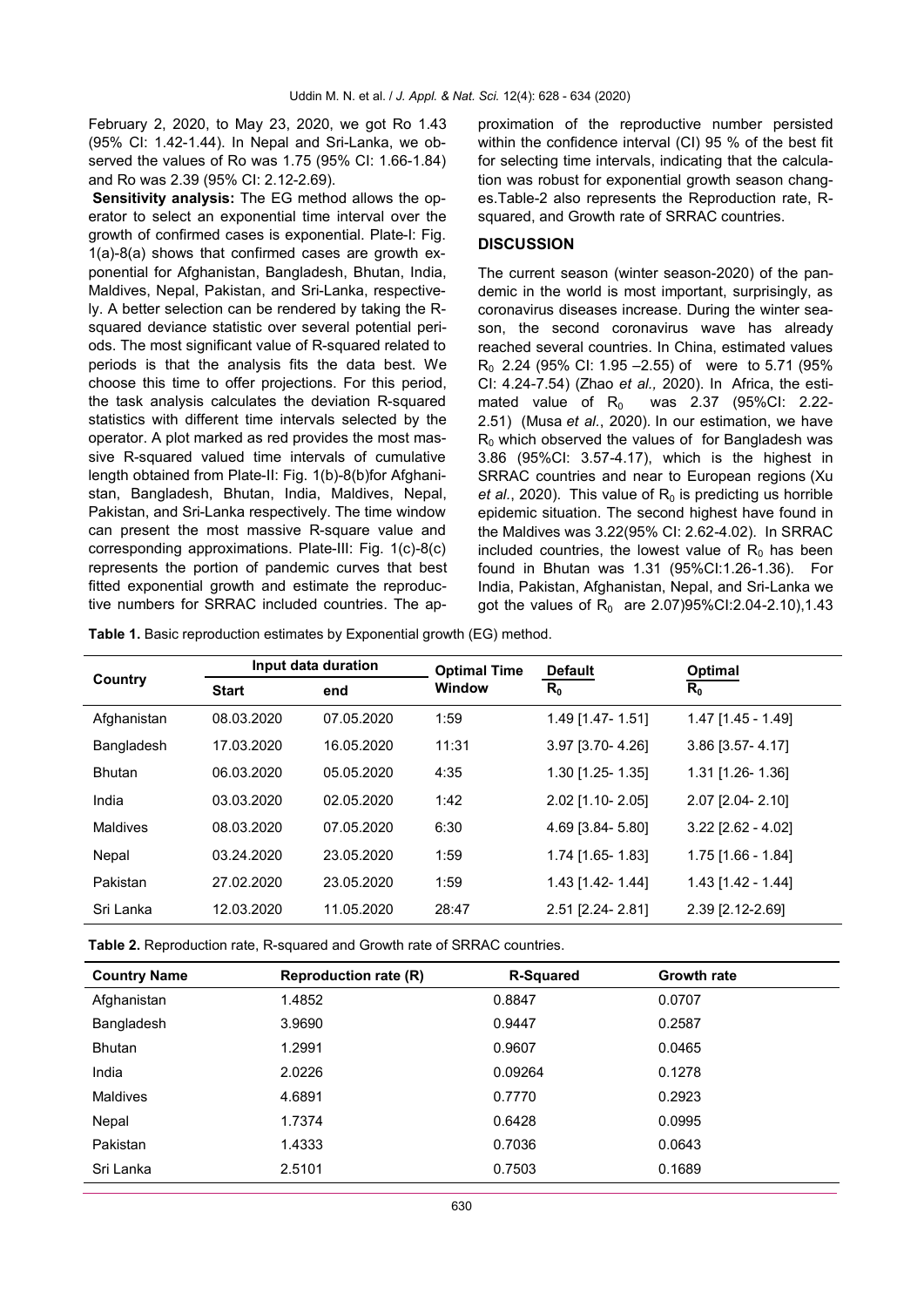February 2, 2020, to May 23, 2020, we got Ro 1.43 (95% CI: 1.42-1.44). In Nepal and Sri-Lanka, we observed the values of Ro was 1.75 (95% CI: 1.66-1.84) and Ro was 2.39 (95% CI: 2.12-2.69).

**Sensitivity analysis:** The EG method allows the operator to select an exponential time interval over the growth of confirmed cases is exponential. Plate-I: Fig. 1(a)-8(a) shows that confirmed cases are growth exponential for Afghanistan, Bangladesh, Bhutan, India, Maldives, Nepal, Pakistan, and Sri-Lanka, respectively. A better selection can be rendered by taking the R-squared deviance statistic over several potential periods. The most significant value of R-squared related to periods is that the analysis fits the data best. We choose this time to offer projections. For this period, the task analysis calculates the deviation R-squared statistics with different time intervals selected by the operator. A plot marked as red provides the most massive R-squared valued time intervals of cumulative length obtained from Plate-II: Fig. 1(b)-8(b)for Afghanistan, Bangladesh, Bhutan, India, Maldives, Nepal, Pakistan, and Sri-Lanka respectively. The time window can present the most massive R-square value and corresponding approximations. Plate-III: Fig. 1(c)-8(c) represents the portion of pandemic curves that best fitted exponential growth and estimate the reproductive numbers for SRRAC included countries. The approximation of the reproductive number persisted within the confidence interval (CI) 95 % of the best fit for selecting time intervals, indicating that the calculation was robust for exponential growth season changes.Table-2 also represents the Reproduction rate, R-squared, and Growth rate of SRRAC countries.

## DISCUSSION

The current season (winter season-2020) of the pandemic in the world is most important, surprisingly, as coronavirus diseases increase. During the winter season, the second coronavirus wave has already reached several countries. In China, estimated values $R_0$ 2.24 (95% CI: 1.95 –2.55) of were to 5.71 (95% CI: 4.24-7.54) (Zhao *et al.,* 2020). In Africa, the estimated value of $R_0$ was 2.37 (95%CI: 2.22-2.51) (Musa *et al.*, 2020). In our estimation, we have $R_0$ which observed the values of for Bangladesh was 3.86 (95%CI: 3.57-4.17), which is the highest in SRRAC countries and near to European regions (Xu *et al.*, 2020). This value of $R_0$ is predicting us horrible epidemic situation. The second highest have found in the Maldives was 3.22(95% CI: 2.62-4.02). In SRRAC included countries, the lowest value of $R_0$ has been found in Bhutan was 1.31 (95%CI:1.26-1.36). For India, Pakistan, Afghanistan, Nepal, and Sri-Lanka we got the values of $R_0$ are 2.07)95%CI:2.04-2.10),1.43

**Table 1.** Basic reproduction estimates by Exponential growth (EG) method.

| Country | Input data duration | | Optimal Time Window | Default $R_0$ | Optimal $R_0$ |
|---|---|---|---|---|---|
| | Start | end | | | |
| Afghanistan | 08.03.2020 | 07.05.2020 | 1:59 | 1.49 [1.47- 1.51] | 1.47 [1.45 - 1.49] |
| Bangladesh | 17.03.2020 | 16.05.2020 | 11:31 | 3.97 [3.70- 4.26] | 3.86 [3.57- 4.17] |
| Bhutan | 06.03.2020 | 05.05.2020 | 4:35 | 1.30 [1.25- 1.35] | 1.31 [1.26- 1.36] |
| India | 03.03.2020 | 02.05.2020 | 1:42 | 2.02 [1.10- 2.05] | 2.07 [2.04- 2.10] |
| Maldives | 08.03.2020 | 07.05.2020 | 6:30 | 4.69 [3.84- 5.80] | 3.22 [2.62 - 4.02] |
| Nepal | 03.24.2020 | 23.05.2020 | 1:59 | 1.74 [1.65- 1.83] | 1.75 [1.66 - 1.84] |
| Pakistan | 27.02.2020 | 23.05.2020 | 1:59 | 1.43 [1.42- 1.44] | 1.43 [1.42 - 1.44] |
| Sri Lanka | 12.03.2020 | 11.05.2020 | 28:47 | 2.51 [2.24- 2.81] | 2.39 [2.12-2.69] |

**Table 2.** Reproduction rate, R-squared and Growth rate of SRRAC countries.

| Country Name | Reproduction rate (R) | R-Squared | Growth rate |
|---|---|---|---|
| Afghanistan | 1.4852 | 0.8847 | 0.0707 |
| Bangladesh | 3.9690 | 0.9447 | 0.2587 |
| Bhutan | 1.2991 | 0.9607 | 0.0465 |
| India | 2.0226 | 0.09264 | 0.1278 |
| Maldives | 4.6891 | 0.7770 | 0.2923 |
| Nepal | 1.7374 | 0.6428 | 0.0995 |
| Pakistan | 1.4333 | 0.7036 | 0.0643 |
| Sri Lanka | 2.5101 | 0.7503 | 0.1689 |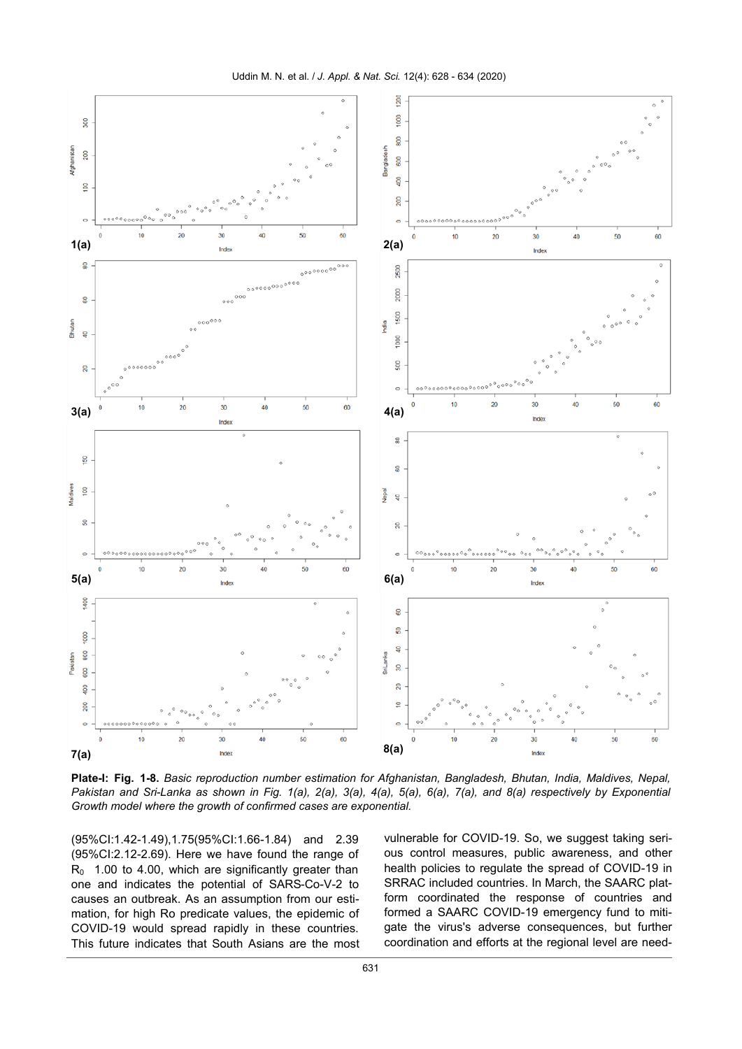**Plate-I: Fig. 1-8.** *Basic reproduction number estimation for Afghanistan, Bangladesh, Bhutan, India, Maldives, Nepal, Pakistan and Sri-Lanka as shown in Fig. 1(a), 2(a), 3(a), 4(a), 5(a), 6(a), 7(a), and 8(a) respectively by Exponential Growth model where the growth of confirmed cases are exponential.*

(95%CI:1.42-1.49),1.75(95%CI:1.66-1.84) and 2.39 (95%CI:2.12-2.69). Here we have found the range of $R_0$ 1.00 to 4.00, which are significantly greater than one and indicates the potential of SARS-Co-V-2 to causes an outbreak. As an assumption from our estimation, for high Ro predicate values, the epidemic of COVID-19 would spread rapidly in these countries. This future indicates that South Asians are the most vulnerable for COVID-19. So, we suggest taking serious control measures, public awareness, and other health policies to regulate the spread of COVID-19 in SRRAC included countries. In March, the SAARC platform coordinated the response of countries and formed a SAARC COVID-19 emergency fund to mitigate the virus's adverse consequences, but further coordination and efforts at the regional level are need-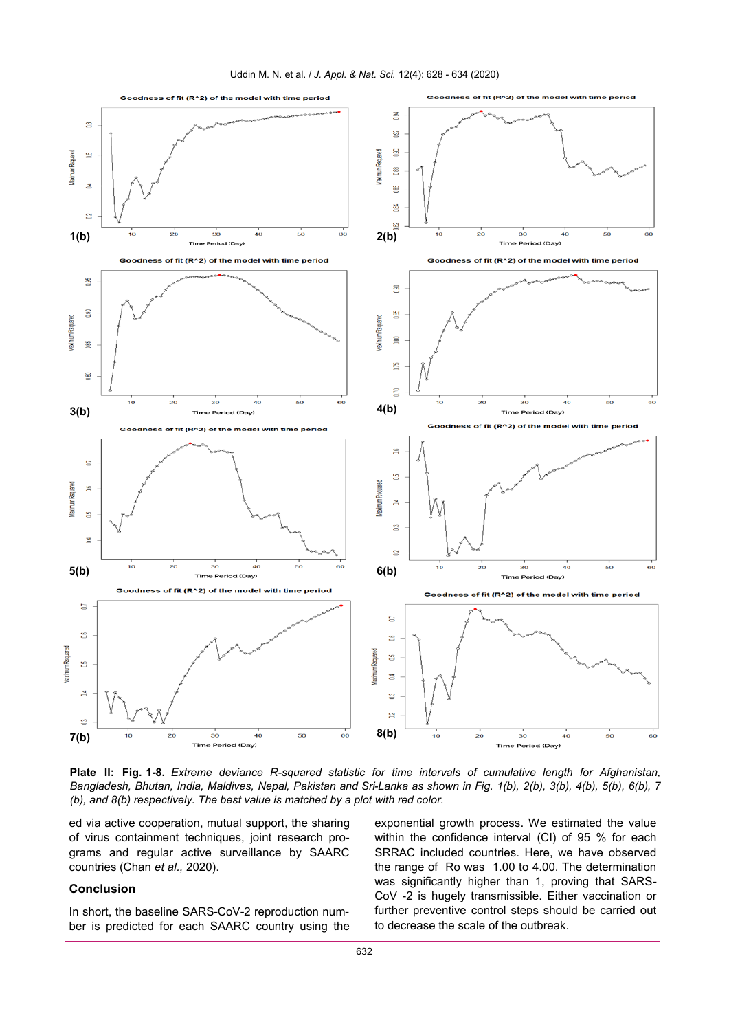**Plate II: Fig. 1-8.** *Extreme deviance R-squared statistic for time intervals of cumulative length for Afghanistan, Bangladesh, Bhutan, India, Maldives, Nepal, Pakistan and Sri-Lanka as shown in Fig. 1(b), 2(b), 3(b), 4(b), 5(b), 6(b), 7 (b), and 8(b) respectively. The best value is matched by a plot with red color.*

ed via active cooperation, mutual support, the sharing of virus containment techniques, joint research programs and regular active surveillance by SAARC countries (Chan *et al.,* 2020).

## Conclusion

In short, the baseline SARS-CoV-2 reproduction number is predicted for each SAARC country using the exponential growth process. We estimated the value within the confidence interval (CI) of 95 % for each SRRAC included countries. Here, we have observed the range of Ro was 1.00 to 4.00. The determination was significantly higher than 1, proving that SARS-CoV -2 is hugely transmissible. Either vaccination or further preventive control steps should be carried out to decrease the scale of the outbreak.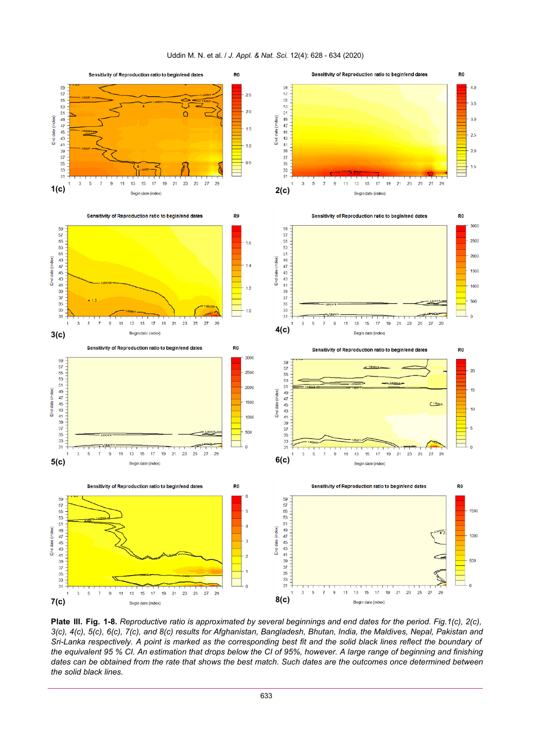**Plate III. Fig. 1-8.** *Reproductive ratio is approximated by several beginnings and end dates for the period. Fig.1(c), 2(c), 3(c), 4(c), 5(c), 6(c), 7(c), and 8(c) results for Afghanistan, Bangladesh, Bhutan, India, the Maldives, Nepal, Pakistan and Sri-Lanka respectively. A point is marked as the corresponding best fit and the solid black lines reflect the boundary of the equivalent 95 % CI. An estimation that drops below the CI of 95%, however. A large range of beginning and finishing dates can be obtained from the rate that shows the best match. Such dates are the outcomes once determined between the solid black lines.*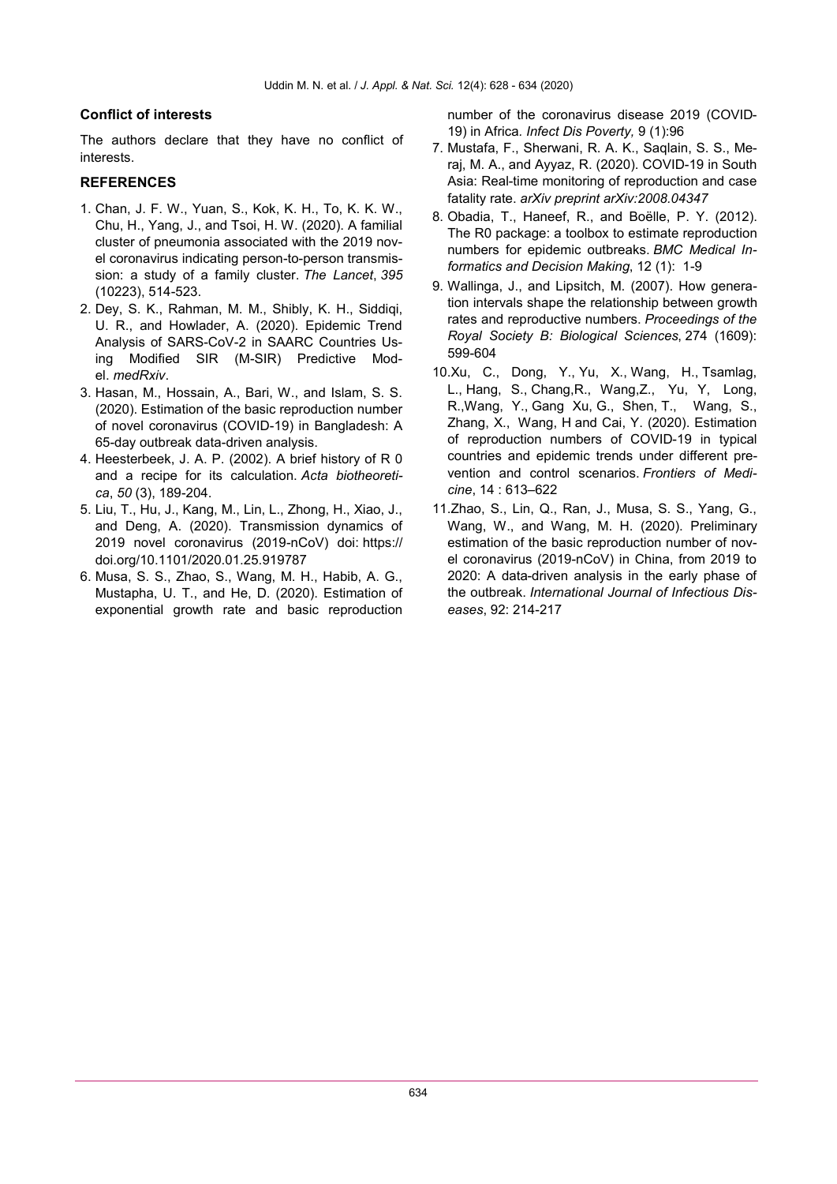## Conflict of interests

The authors declare that they have no conflict of interests.

## REFERENCES

1. Chan, J. F. W., Yuan, S., Kok, K. H., To, K. K. W., Chu, H., Yang, J., and Tsoi, H. W. (2020). A familial cluster of pneumonia associated with the 2019 novel coronavirus indicating person-to-person transmission: a study of a family cluster. *The Lancet*, *395* (10223), 514-523.
2. Dey, S. K., Rahman, M. M., Shibly, K. H., Siddiqi, U. R., and Howlader, A. (2020). Epidemic Trend Analysis of SARS-CoV-2 in SAARC Countries Using Modified SIR (M-SIR) Predictive Model. *medRxiv*.
3. Hasan, M., Hossain, A., Bari, W., and Islam, S. S. (2020). Estimation of the basic reproduction number of novel coronavirus (COVID-19) in Bangladesh: A 65-day outbreak data-driven analysis.
4. Heesterbeek, J. A. P. (2002). A brief history of R 0 and a recipe for its calculation. *Acta biotheoretica*, *50* (3), 189-204.
5. Liu, T., Hu, J., Kang, M., Lin, L., Zhong, H., Xiao, J., and Deng, A. (2020). Transmission dynamics of 2019 novel coronavirus (2019-nCoV) doi: https://doi.org/10.1101/2020.01.25.919787
6. Musa, S. S., Zhao, S., Wang, M. H., Habib, A. G., Mustapha, U. T., and He, D. (2020). Estimation of exponential growth rate and basic reproduction number of the coronavirus disease 2019 (COVID-19) in Africa. *Infect Dis Poverty,* 9 (1):96
7. Mustafa, F., Sherwani, R. A. K., Saqlain, S. S., Meraj, M. A., and Ayyaz, R. (2020). COVID-19 in South Asia: Real-time monitoring of reproduction and case fatality rate. *arXiv preprint arXiv:2008.04347*
8. Obadia, T., Haneef, R., and Boëlle, P. Y. (2012). The R0 package: a toolbox to estimate reproduction numbers for epidemic outbreaks. *BMC Medical Informatics and Decision Making*, 12 (1): 1-9
9. Wallinga, J., and Lipsitch, M. (2007). How generation intervals shape the relationship between growth rates and reproductive numbers. *Proceedings of the Royal Society B: Biological Sciences*, 274 (1609): 599-604
10. Xu, C., Dong, Y., Yu, X., Wang, H., Tsamlag, L., Hang, S., Chang,R., Wang,Z., Yu, Y, Long, R.,Wang, Y., Gang Xu, G., Shen, T., Wang, S., Zhang, X., Wang, H and Cai, Y. (2020). Estimation of reproduction numbers of COVID-19 in typical countries and epidemic trends under different prevention and control scenarios. *Frontiers of Medicine*, 14 : 613–622
11. Zhao, S., Lin, Q., Ran, J., Musa, S. S., Yang, G., Wang, W., and Wang, M. H. (2020). Preliminary estimation of the basic reproduction number of novel coronavirus (2019-nCoV) in China, from 2019 to 2020: A data-driven analysis in the early phase of the outbreak. *International Journal of Infectious Diseases*, 92: 214-217